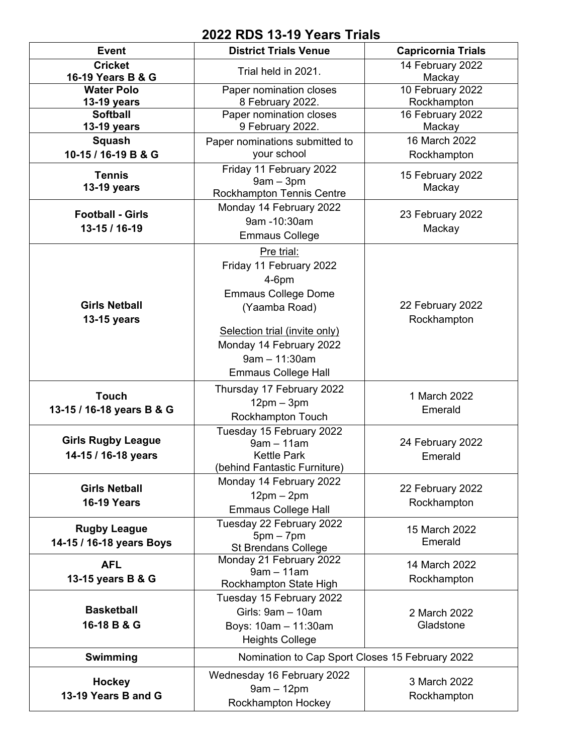# 2022 RDS 13-19 Years Trials

| Event | District Trials Venue | Capricornia Trials |
|---|---|---|
| **Cricket 16-19 Years B & G** | Trial held in 2021. | 14 February 2022 Mackay |
| **Water Polo 13-19 years** | Paper nomination closes 8 February 2022. | 10 February 2022 Rockhampton |
| **Softball 13-19 years** | Paper nomination closes 9 February 2022. | 16 February 2022 Mackay |
| **Squash 10-15 / 16-19 B & G** | Paper nominations submitted to your school | 16 March 2022 Rockhampton |
| **Tennis 13-19 years** | Friday 11 February 2022 9am – 3pm Rockhampton Tennis Centre | 15 February 2022 Mackay |
| **Football - Girls 13-15 / 16-19** | Monday 14 February 2022 9am -10:30am Emmaus College | 23 February 2022 Mackay |
| **Girls Netball 13-15 years** | Pre trial: Friday 11 February 2022 4-6pm Emmaus College Dome (Yaamba Road) Selection trial (invite only) Monday 14 February 2022 9am – 11:30am Emmaus College Hall | 22 February 2022 Rockhampton |
| **Touch 13-15 / 16-18 years B & G** | Thursday 17 February 2022 12pm – 3pm Rockhampton Touch | 1 March 2022 Emerald |
| **Girls Rugby League 14-15 / 16-18 years** | Tuesday 15 February 2022 9am – 11am Kettle Park (behind Fantastic Furniture) | 24 February 2022 Emerald |
| **Girls Netball 16-19 Years** | Monday 14 February 2022 12pm – 2pm Emmaus College Hall | 22 February 2022 Rockhampton |
| **Rugby League 14-15 / 16-18 years Boys** | Tuesday 22 February 2022 5pm – 7pm St Brendans College | 15 March 2022 Emerald |
| **AFL 13-15 years B & G** | Monday 21 February 2022 9am – 11am Rockhampton State High | 14 March 2022 Rockhampton |
| **Basketball 16-18 B & G** | Tuesday 15 February 2022 Girls: 9am – 10am Boys: 10am – 11:30am Heights College | 2 March 2022 Gladstone |
| **Swimming** | Nomination to Cap Sport Closes 15 February 2022 | |
| **Hockey 13-19 Years B and G** | Wednesday 16 February 2022 9am – 12pm Rockhampton Hockey | 3 March 2022 Rockhampton |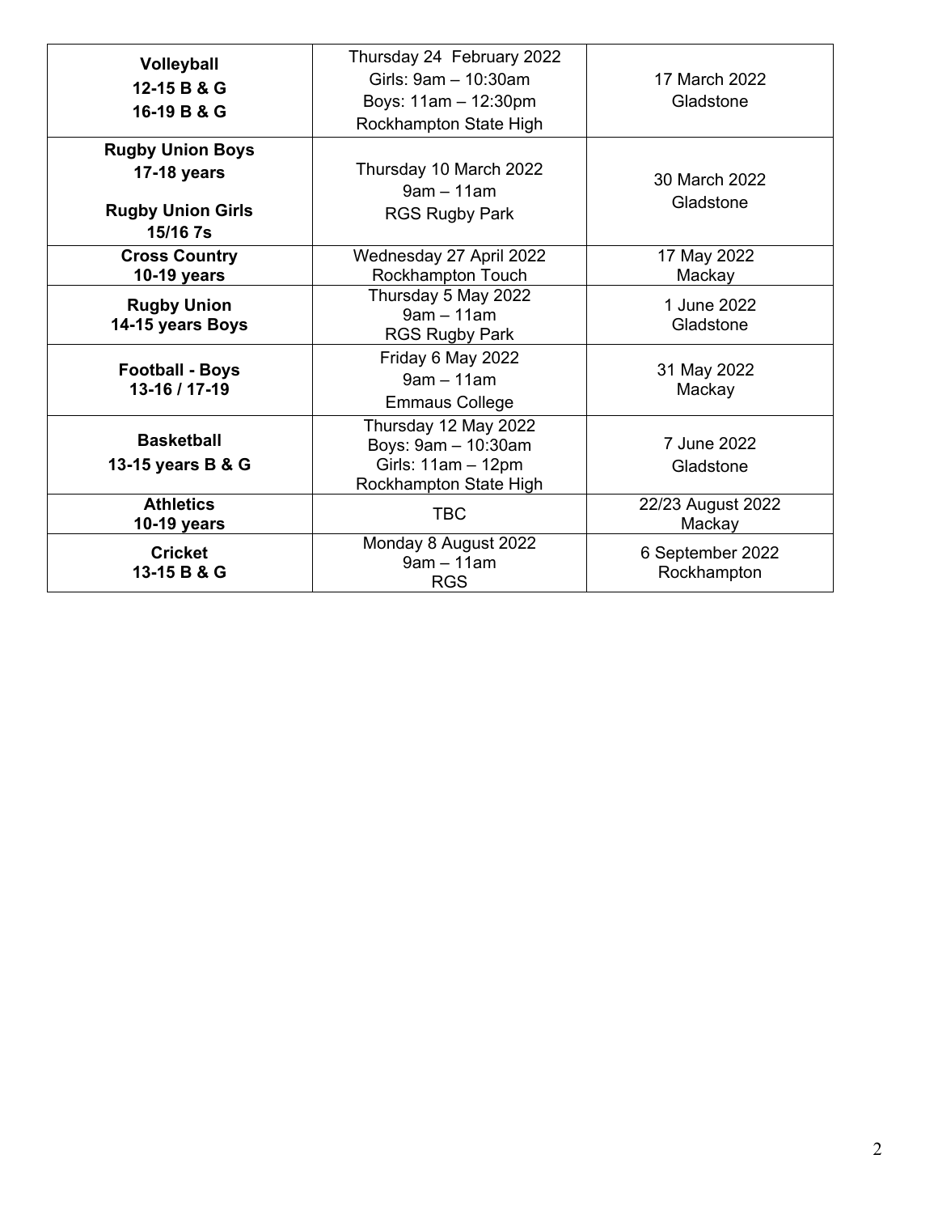| | | |
|---|---|---|
| **Volleyball**<br>**12-15 B & G**<br>**16-19 B & G** | Thursday 24 February 2022<br>Girls: 9am – 10:30am<br>Boys: 11am – 12:30pm<br>Rockhampton State High | 17 March 2022<br>Gladstone |
| **Rugby Union Boys**<br>**17-18 years**<br>**Rugby Union Girls**<br>**15/16 7s** | Thursday 10 March 2022<br>9am – 11am<br>RGS Rugby Park | 30 March 2022<br>Gladstone |
| **Cross Country**<br>**10-19 years** | Wednesday 27 April 2022<br>Rockhampton Touch | 17 May 2022<br>Mackay |
| **Rugby Union**<br>**14-15 years Boys** | Thursday 5 May 2022<br>9am – 11am<br>RGS Rugby Park | 1 June 2022<br>Gladstone |
| **Football - Boys**<br>**13-16 / 17-19** | Friday 6 May 2022<br>9am – 11am<br>Emmaus College | 31 May 2022<br>Mackay |
| **Basketball**<br>**13-15 years B & G** | Thursday 12 May 2022<br>Boys: 9am – 10:30am<br>Girls: 11am – 12pm<br>Rockhampton State High | 7 June 2022<br>Gladstone |
| **Athletics**<br>**10-19 years** | TBC | 22/23 August 2022<br>Mackay |
| **Cricket**<br>**13-15 B & G** | Monday 8 August 2022<br>9am – 11am<br>RGS | 6 September 2022<br>Rockhampton |